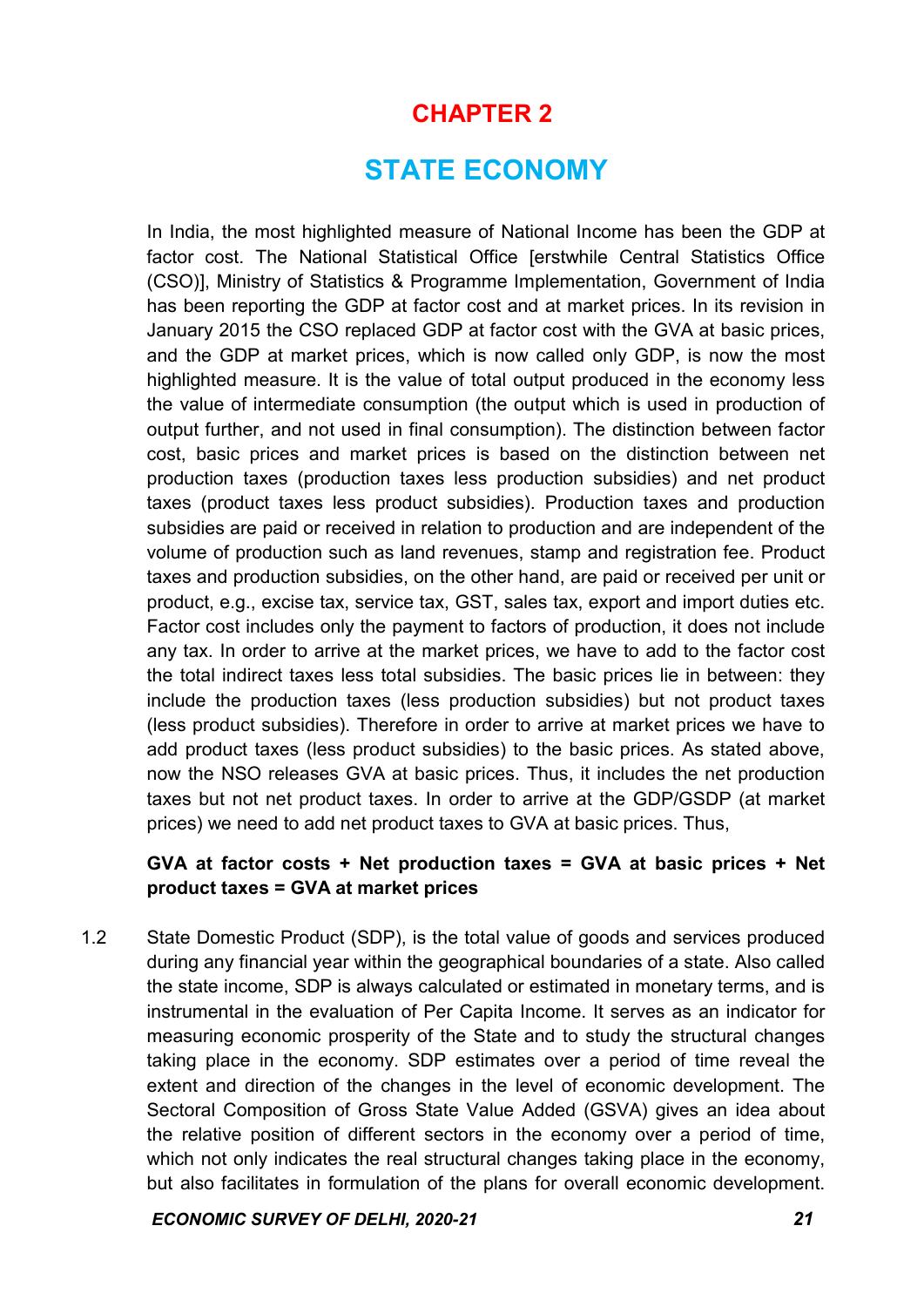# CHAPTER 2

# STATE ECONOMY

In India, the most highlighted measure of National Income has been the GDP at factor cost. The National Statistical Office [erstwhile Central Statistics Office (CSO)], Ministry of Statistics & Programme Implementation, Government of India has been reporting the GDP at factor cost and at market prices. In its revision in January 2015 the CSO replaced GDP at factor cost with the GVA at basic prices, and the GDP at market prices, which is now called only GDP, is now the most highlighted measure. It is the value of total output produced in the economy less the value of intermediate consumption (the output which is used in production of output further, and not used in final consumption). The distinction between factor cost, basic prices and market prices is based on the distinction between net production taxes (production taxes less production subsidies) and net product taxes (product taxes less product subsidies). Production taxes and production subsidies are paid or received in relation to production and are independent of the volume of production such as land revenues, stamp and registration fee. Product taxes and production subsidies, on the other hand, are paid or received per unit or product, e.g., excise tax, service tax, GST, sales tax, export and import duties etc. Factor cost includes only the payment to factors of production, it does not include any tax. In order to arrive at the market prices, we have to add to the factor cost the total indirect taxes less total subsidies. The basic prices lie in between: they include the production taxes (less production subsidies) but not product taxes (less product subsidies). Therefore in order to arrive at market prices we have to add product taxes (less product subsidies) to the basic prices. As stated above, now the NSO releases GVA at basic prices. Thus, it includes the net production taxes but not net product taxes. In order to arrive at the GDP/GSDP (at market prices) we need to add net product taxes to GVA at basic prices. Thus,

**GVA at factor costs + Net production taxes = GVA at basic prices + Net product taxes = GVA at market prices**

1.2 State Domestic Product (SDP), is the total value of goods and services produced during any financial year within the geographical boundaries of a state. Also called the state income, SDP is always calculated or estimated in monetary terms, and is instrumental in the evaluation of Per Capita Income. It serves as an indicator for measuring economic prosperity of the State and to study the structural changes taking place in the economy. SDP estimates over a period of time reveal the extent and direction of the changes in the level of economic development. The Sectoral Composition of Gross State Value Added (GSVA) gives an idea about the relative position of different sectors in the economy over a period of time, which not only indicates the real structural changes taking place in the economy, but also facilitates in formulation of the plans for overall economic development.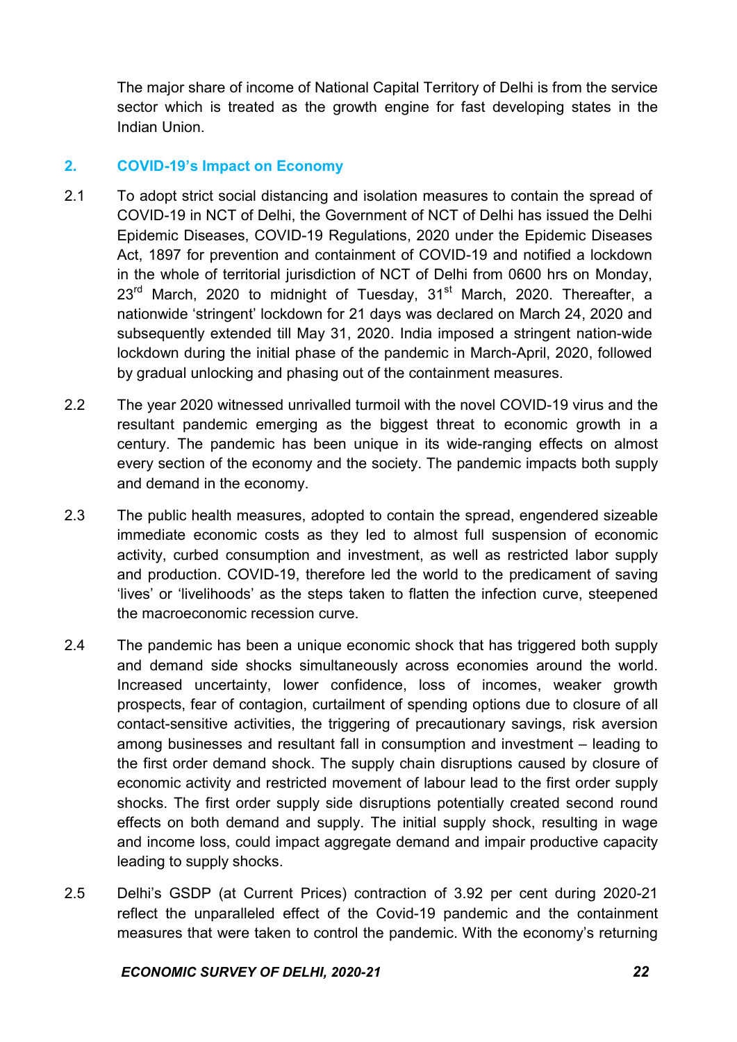The major share of income of National Capital Territory of Delhi is from the service sector which is treated as the growth engine for fast developing states in the Indian Union.

## 2. COVID-19's Impact on Economy

2.1 To adopt strict social distancing and isolation measures to contain the spread of COVID-19 in NCT of Delhi, the Government of NCT of Delhi has issued the Delhi Epidemic Diseases, COVID-19 Regulations, 2020 under the Epidemic Diseases Act, 1897 for prevention and containment of COVID-19 and notified a lockdown in the whole of territorial jurisdiction of NCT of Delhi from 0600 hrs on Monday, 23rd March, 2020 to midnight of Tuesday, 31st March, 2020. Thereafter, a nationwide 'stringent' lockdown for 21 days was declared on March 24, 2020 and subsequently extended till May 31, 2020. India imposed a stringent nation-wide lockdown during the initial phase of the pandemic in March-April, 2020, followed by gradual unlocking and phasing out of the containment measures.

2.2 The year 2020 witnessed unrivalled turmoil with the novel COVID-19 virus and the resultant pandemic emerging as the biggest threat to economic growth in a century. The pandemic has been unique in its wide-ranging effects on almost every section of the economy and the society. The pandemic impacts both supply and demand in the economy.

2.3 The public health measures, adopted to contain the spread, engendered sizeable immediate economic costs as they led to almost full suspension of economic activity, curbed consumption and investment, as well as restricted labor supply and production. COVID-19, therefore led the world to the predicament of saving 'lives' or 'livelihoods' as the steps taken to flatten the infection curve, steepened the macroeconomic recession curve.

2.4 The pandemic has been a unique economic shock that has triggered both supply and demand side shocks simultaneously across economies around the world. Increased uncertainty, lower confidence, loss of incomes, weaker growth prospects, fear of contagion, curtailment of spending options due to closure of all contact-sensitive activities, the triggering of precautionary savings, risk aversion among businesses and resultant fall in consumption and investment – leading to the first order demand shock. The supply chain disruptions caused by closure of economic activity and restricted movement of labour lead to the first order supply shocks. The first order supply side disruptions potentially created second round effects on both demand and supply. The initial supply shock, resulting in wage and income loss, could impact aggregate demand and impair productive capacity leading to supply shocks.

2.5 Delhi's GSDP (at Current Prices) contraction of 3.92 per cent during 2020-21 reflect the unparalleled effect of the Covid-19 pandemic and the containment measures that were taken to control the pandemic. With the economy's returning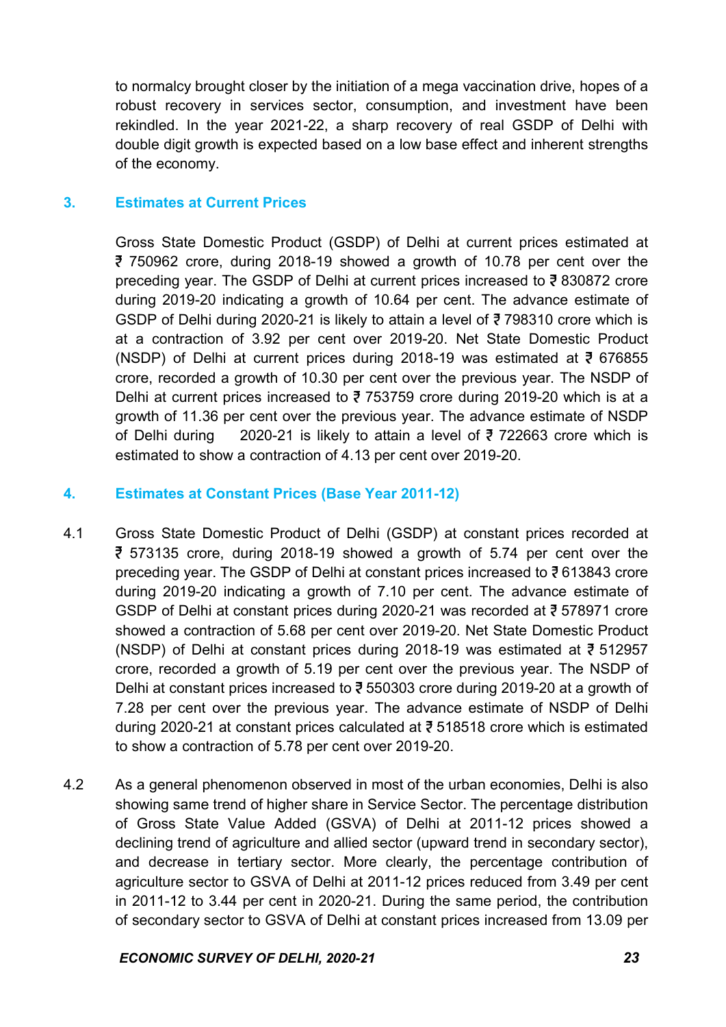to normalcy brought closer by the initiation of a mega vaccination drive, hopes of a robust recovery in services sector, consumption, and investment have been rekindled. In the year 2021-22, a sharp recovery of real GSDP of Delhi with double digit growth is expected based on a low base effect and inherent strengths of the economy.

## 3. Estimates at Current Prices

Gross State Domestic Product (GSDP) of Delhi at current prices estimated at ₹ 750962 crore, during 2018-19 showed a growth of 10.78 per cent over the preceding year. The GSDP of Delhi at current prices increased to ₹ 830872 crore during 2019-20 indicating a growth of 10.64 per cent. The advance estimate of GSDP of Delhi during 2020-21 is likely to attain a level of ₹ 798310 crore which is at a contraction of 3.92 per cent over 2019-20. Net State Domestic Product (NSDP) of Delhi at current prices during 2018-19 was estimated at ₹ 676855 crore, recorded a growth of 10.30 per cent over the previous year. The NSDP of Delhi at current prices increased to ₹ 753759 crore during 2019-20 which is at a growth of 11.36 per cent over the previous year. The advance estimate of NSDP of Delhi during 2020-21 is likely to attain a level of ₹ 722663 crore which is estimated to show a contraction of 4.13 per cent over 2019-20.

## 4. Estimates at Constant Prices (Base Year 2011-12)

4.1 Gross State Domestic Product of Delhi (GSDP) at constant prices recorded at ₹ 573135 crore, during 2018-19 showed a growth of 5.74 per cent over the preceding year. The GSDP of Delhi at constant prices increased to ₹ 613843 crore during 2019-20 indicating a growth of 7.10 per cent. The advance estimate of GSDP of Delhi at constant prices during 2020-21 was recorded at ₹ 578971 crore showed a contraction of 5.68 per cent over 2019-20. Net State Domestic Product (NSDP) of Delhi at constant prices during 2018-19 was estimated at ₹ 512957 crore, recorded a growth of 5.19 per cent over the previous year. The NSDP of Delhi at constant prices increased to ₹ 550303 crore during 2019-20 at a growth of 7.28 per cent over the previous year. The advance estimate of NSDP of Delhi during 2020-21 at constant prices calculated at ₹ 518518 crore which is estimated to show a contraction of 5.78 per cent over 2019-20.

4.2 As a general phenomenon observed in most of the urban economies, Delhi is also showing same trend of higher share in Service Sector. The percentage distribution of Gross State Value Added (GSVA) of Delhi at 2011-12 prices showed a declining trend of agriculture and allied sector (upward trend in secondary sector), and decrease in tertiary sector. More clearly, the percentage contribution of agriculture sector to GSVA of Delhi at 2011-12 prices reduced from 3.49 per cent in 2011-12 to 3.44 per cent in 2020-21. During the same period, the contribution of secondary sector to GSVA of Delhi at constant prices increased from 13.09 per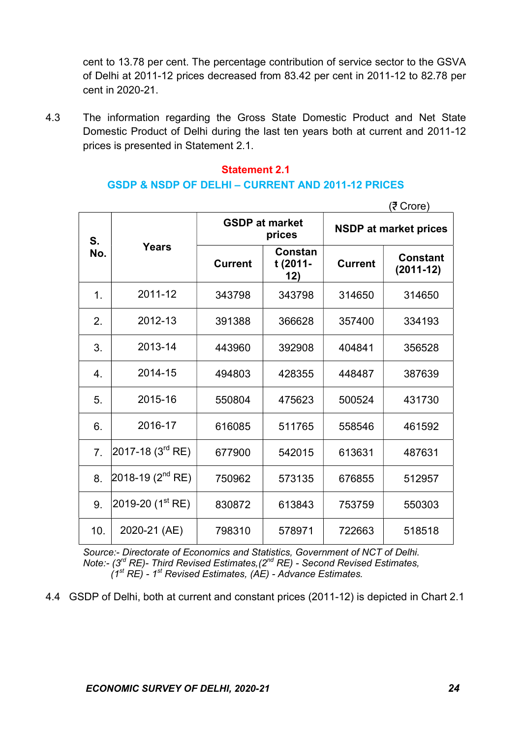cent to 13.78 per cent. The percentage contribution of service sector to the GSVA of Delhi at 2011-12 prices decreased from 83.42 per cent in 2011-12 to 82.78 per cent in 2020-21.

4.3 The information regarding the Gross State Domestic Product and Net State Domestic Product of Delhi during the last ten years both at current and 2011-12 prices is presented in Statement 2.1.

**Statement 2.1**

**GSDP & NSDP OF DELHI – CURRENT AND 2011-12 PRICES**

(₹ Crore)

| S. No. | Years | GSDP at market prices | | NSDP at market prices | |
|---|---|---|---|---|---|
| | | Current | Constant (2011-12) | Current | Constant (2011-12) |
| 1. | 2011-12 | 343798 | 343798 | 314650 | 314650 |
| 2. | 2012-13 | 391388 | 366628 | 357400 | 334193 |
| 3. | 2013-14 | 443960 | 392908 | 404841 | 356528 |
| 4. | 2014-15 | 494803 | 428355 | 448487 | 387639 |
| 5. | 2015-16 | 550804 | 475623 | 500524 | 431730 |
| 6. | 2016-17 | 616085 | 511765 | 558546 | 461592 |
| 7. | 2017-18 (3rd RE) | 677900 | 542015 | 613631 | 487631 |
| 8. | 2018-19 (2nd RE) | 750962 | 573135 | 676855 | 512957 |
| 9. | 2019-20 (1st RE) | 830872 | 613843 | 753759 | 550303 |
| 10. | 2020-21 (AE) | 798310 | 578971 | 722663 | 518518 |

*Source:- Directorate of Economics and Statistics, Government of NCT of Delhi.*
*Note:- (3rd RE)- Third Revised Estimates,(2nd RE) - Second Revised Estimates, (1st RE) - 1st Revised Estimates, (AE) - Advance Estimates.*

4.4 GSDP of Delhi, both at current and constant prices (2011-12) is depicted in Chart 2.1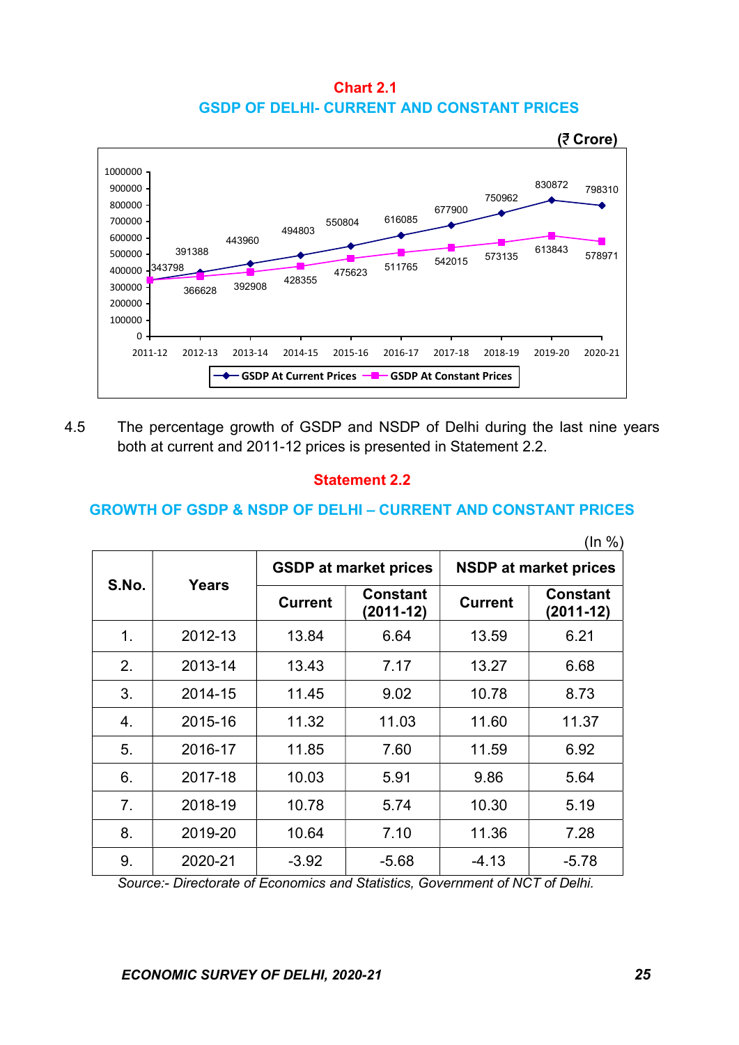**Chart 2.1**

**GSDP OF DELHI- CURRENT AND CONSTANT PRICES**

**(₹ Crore)**

| Year | GSDP At Current Prices | GSDP At Constant Prices |
|---|---|---|
| 2011-12 | 343798 | 343798 |
| 2012-13 | 391388 | 366628 |
| 2013-14 | 443960 | 392908 |
| 2014-15 | 494803 | 428355 |
| 2015-16 | 550804 | 475623 |
| 2016-17 | 616085 | 511765 |
| 2017-18 | 677900 | 542015 |
| 2018-19 | 750962 | 573135 |
| 2019-20 | 830872 | 613843 |
| 2020-21 | 798310 | 578971 |

4.5 The percentage growth of GSDP and NSDP of Delhi during the last nine years both at current and 2011-12 prices is presented in Statement 2.2.

**Statement 2.2**

**GROWTH OF GSDP & NSDP OF DELHI – CURRENT AND CONSTANT PRICES**

(In %)

| S.No. | Years | GSDP at market prices | | NSDP at market prices | |
|---|---|---|---|---|---|
| | | Current | Constant (2011-12) | Current | Constant (2011-12) |
| 1. | 2012-13 | 13.84 | 6.64 | 13.59 | 6.21 |
| 2. | 2013-14 | 13.43 | 7.17 | 13.27 | 6.68 |
| 3. | 2014-15 | 11.45 | 9.02 | 10.78 | 8.73 |
| 4. | 2015-16 | 11.32 | 11.03 | 11.60 | 11.37 |
| 5. | 2016-17 | 11.85 | 7.60 | 11.59 | 6.92 |
| 6. | 2017-18 | 10.03 | 5.91 | 9.86 | 5.64 |
| 7. | 2018-19 | 10.78 | 5.74 | 10.30 | 5.19 |
| 8. | 2019-20 | 10.64 | 7.10 | 11.36 | 7.28 |
| 9. | 2020-21 | -3.92 | -5.68 | -4.13 | -5.78 |

*Source:- Directorate of Economics and Statistics, Government of NCT of Delhi.*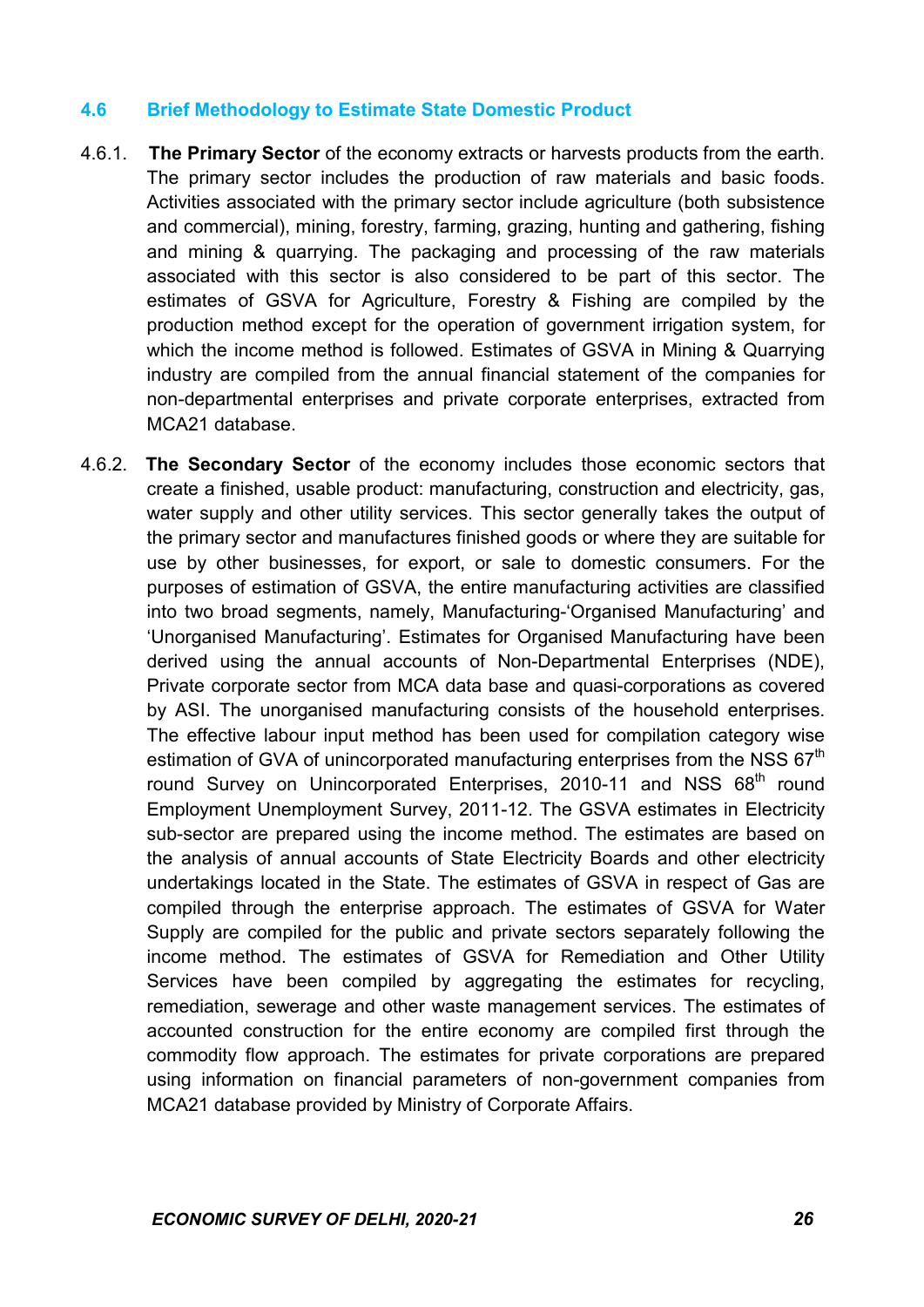## 4.6 Brief Methodology to Estimate State Domestic Product

4.6.1. **The Primary Sector** of the economy extracts or harvests products from the earth. The primary sector includes the production of raw materials and basic foods. Activities associated with the primary sector include agriculture (both subsistence and commercial), mining, forestry, farming, grazing, hunting and gathering, fishing and mining & quarrying. The packaging and processing of the raw materials associated with this sector is also considered to be part of this sector. The estimates of GSVA for Agriculture, Forestry & Fishing are compiled by the production method except for the operation of government irrigation system, for which the income method is followed. Estimates of GSVA in Mining & Quarrying industry are compiled from the annual financial statement of the companies for non-departmental enterprises and private corporate enterprises, extracted from MCA21 database.

4.6.2. **The Secondary Sector** of the economy includes those economic sectors that create a finished, usable product: manufacturing, construction and electricity, gas, water supply and other utility services. This sector generally takes the output of the primary sector and manufactures finished goods or where they are suitable for use by other businesses, for export, or sale to domestic consumers. For the purposes of estimation of GSVA, the entire manufacturing activities are classified into two broad segments, namely, Manufacturing-'Organised Manufacturing' and 'Unorganised Manufacturing'. Estimates for Organised Manufacturing have been derived using the annual accounts of Non-Departmental Enterprises (NDE), Private corporate sector from MCA data base and quasi-corporations as covered by ASI. The unorganised manufacturing consists of the household enterprises. The effective labour input method has been used for compilation category wise estimation of GVA of unincorporated manufacturing enterprises from the NSS 67th round Survey on Unincorporated Enterprises, 2010-11 and NSS 68th round Employment Unemployment Survey, 2011-12. The GSVA estimates in Electricity sub-sector are prepared using the income method. The estimates are based on the analysis of annual accounts of State Electricity Boards and other electricity undertakings located in the State. The estimates of GSVA in respect of Gas are compiled through the enterprise approach. The estimates of GSVA for Water Supply are compiled for the public and private sectors separately following the income method. The estimates of GSVA for Remediation and Other Utility Services have been compiled by aggregating the estimates for recycling, remediation, sewerage and other waste management services. The estimates of accounted construction for the entire economy are compiled first through the commodity flow approach. The estimates for private corporations are prepared using information on financial parameters of non-government companies from MCA21 database provided by Ministry of Corporate Affairs.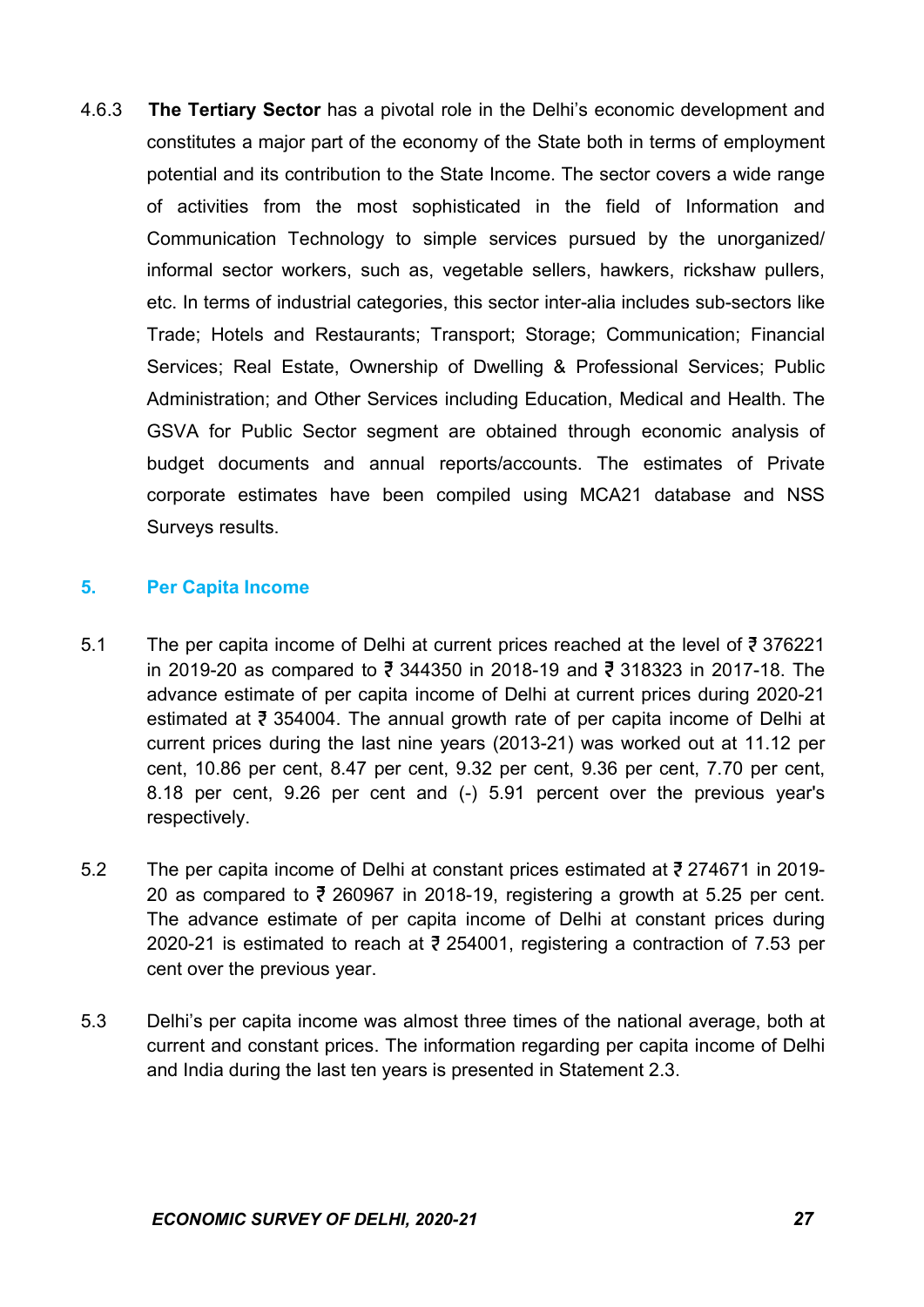4.6.3 **The Tertiary Sector** has a pivotal role in the Delhi's economic development and constitutes a major part of the economy of the State both in terms of employment potential and its contribution to the State Income. The sector covers a wide range of activities from the most sophisticated in the field of Information and Communication Technology to simple services pursued by the unorganized/ informal sector workers, such as, vegetable sellers, hawkers, rickshaw pullers, etc. In terms of industrial categories, this sector inter-alia includes sub-sectors like Trade; Hotels and Restaurants; Transport; Storage; Communication; Financial Services; Real Estate, Ownership of Dwelling & Professional Services; Public Administration; and Other Services including Education, Medical and Health. The GSVA for Public Sector segment are obtained through economic analysis of budget documents and annual reports/accounts. The estimates of Private corporate estimates have been compiled using MCA21 database and NSS Surveys results.

## 5. Per Capita Income

5.1 The per capita income of Delhi at current prices reached at the level of ₹ 376221 in 2019-20 as compared to ₹ 344350 in 2018-19 and ₹ 318323 in 2017-18. The advance estimate of per capita income of Delhi at current prices during 2020-21 estimated at ₹ 354004. The annual growth rate of per capita income of Delhi at current prices during the last nine years (2013-21) was worked out at 11.12 per cent, 10.86 per cent, 8.47 per cent, 9.32 per cent, 9.36 per cent, 7.70 per cent, 8.18 per cent, 9.26 per cent and (-) 5.91 percent over the previous year's respectively.

5.2 The per capita income of Delhi at constant prices estimated at ₹ 274671 in 2019-20 as compared to ₹ 260967 in 2018-19, registering a growth at 5.25 per cent. The advance estimate of per capita income of Delhi at constant prices during 2020-21 is estimated to reach at ₹ 254001, registering a contraction of 7.53 per cent over the previous year.

5.3 Delhi's per capita income was almost three times of the national average, both at current and constant prices. The information regarding per capita income of Delhi and India during the last ten years is presented in Statement 2.3.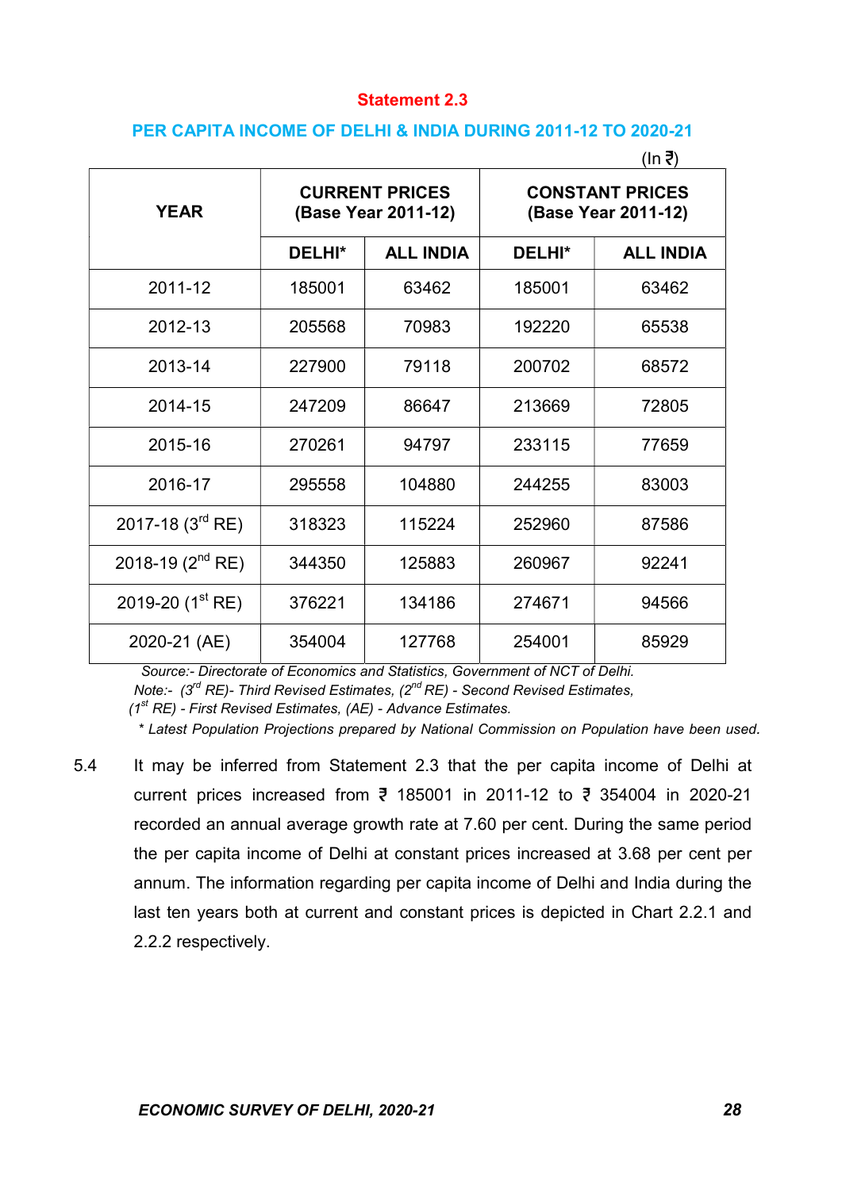## Statement 2.3

### PER CAPITA INCOME OF DELHI & INDIA DURING 2011-12 TO 2020-21

(In ₹)

| YEAR | CURRENT PRICES (Base Year 2011-12) | | CONSTANT PRICES (Base Year 2011-12) | |
|---|---|---|---|---|
| | DELHI* | ALL INDIA | DELHI* | ALL INDIA |
| 2011-12 | 185001 | 63462 | 185001 | 63462 |
| 2012-13 | 205568 | 70983 | 192220 | 65538 |
| 2013-14 | 227900 | 79118 | 200702 | 68572 |
| 2014-15 | 247209 | 86647 | 213669 | 72805 |
| 2015-16 | 270261 | 94797 | 233115 | 77659 |
| 2016-17 | 295558 | 104880 | 244255 | 83003 |
| 2017-18 (3rd RE) | 318323 | 115224 | 252960 | 87586 |
| 2018-19 (2nd RE) | 344350 | 125883 | 260967 | 92241 |
| 2019-20 (1st RE) | 376221 | 134186 | 274671 | 94566 |
| 2020-21 (AE) | 354004 | 127768 | 254001 | 85929 |

*Source:- Directorate of Economics and Statistics, Government of NCT of Delhi.*
*Note:- (3rd RE)- Third Revised Estimates, (2nd RE) - Second Revised Estimates, (1st RE) - First Revised Estimates, (AE) - Advance Estimates.*
*\* Latest Population Projections prepared by National Commission on Population have been used.*

5.4 It may be inferred from Statement 2.3 that the per capita income of Delhi at current prices increased from ₹ 185001 in 2011-12 to ₹ 354004 in 2020-21 recorded an annual average growth rate at 7.60 per cent. During the same period the per capita income of Delhi at constant prices increased at 3.68 per cent per annum. The information regarding per capita income of Delhi and India during the last ten years both at current and constant prices is depicted in Chart 2.2.1 and 2.2.2 respectively.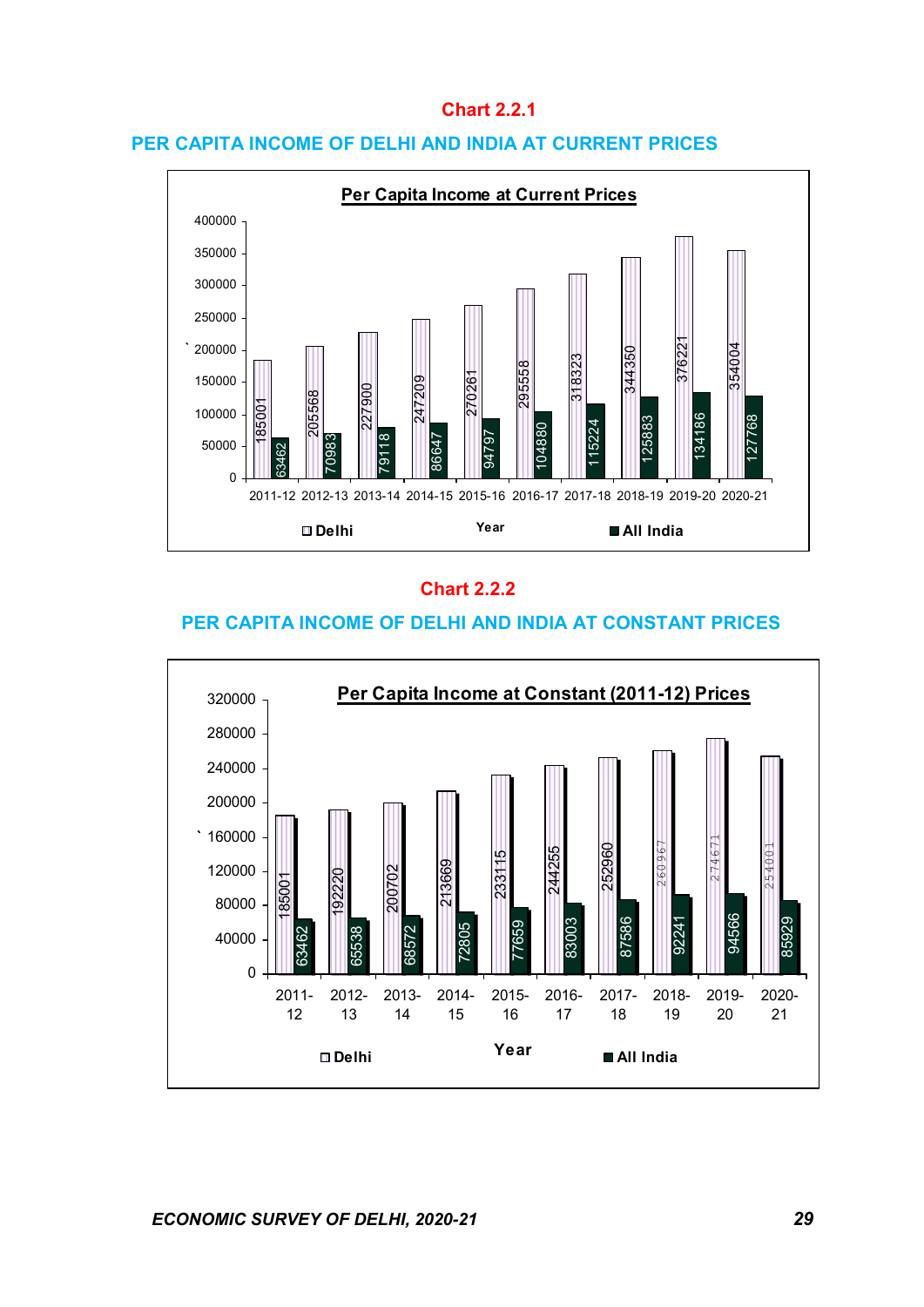**Chart 2.2.1**

## PER CAPITA INCOME OF DELHI AND INDIA AT CURRENT PRICES

**Per Capita Income at Current Prices**

| Year | Delhi | All India |
|---|---|---|
| 2011-12 | 185001 | 63462 |
| 2012-13 | 205568 | 70983 |
| 2013-14 | 227900 | 79118 |
| 2014-15 | 247209 | 86647 |
| 2015-16 | 270261 | 94797 |
| 2016-17 | 295558 | 104880 |
| 2017-18 | 318323 | 115224 |
| 2018-19 | 344350 | 125883 |
| 2019-20 | 376221 | 134186 |
| 2020-21 | 354004 | 127768 |

**Chart 2.2.2**

## PER CAPITA INCOME OF DELHI AND INDIA AT CONSTANT PRICES

**Per Capita Income at Constant (2011-12) Prices**

| Year | Delhi | All India |
|---|---|---|
| 2011-12 | 185001 | 63462 |
| 2012-13 | 192220 | 65538 |
| 2013-14 | 200702 | 68572 |
| 2014-15 | 213669 | 72805 |
| 2015-16 | 233115 | 77659 |
| 2016-17 | 244255 | 83003 |
| 2017-18 | 252960 | 87586 |
| 2018-19 | 260967 | 92241 |
| 2019-20 | 274671 | 94566 |
| 2020-21 | 254001 | 85929 |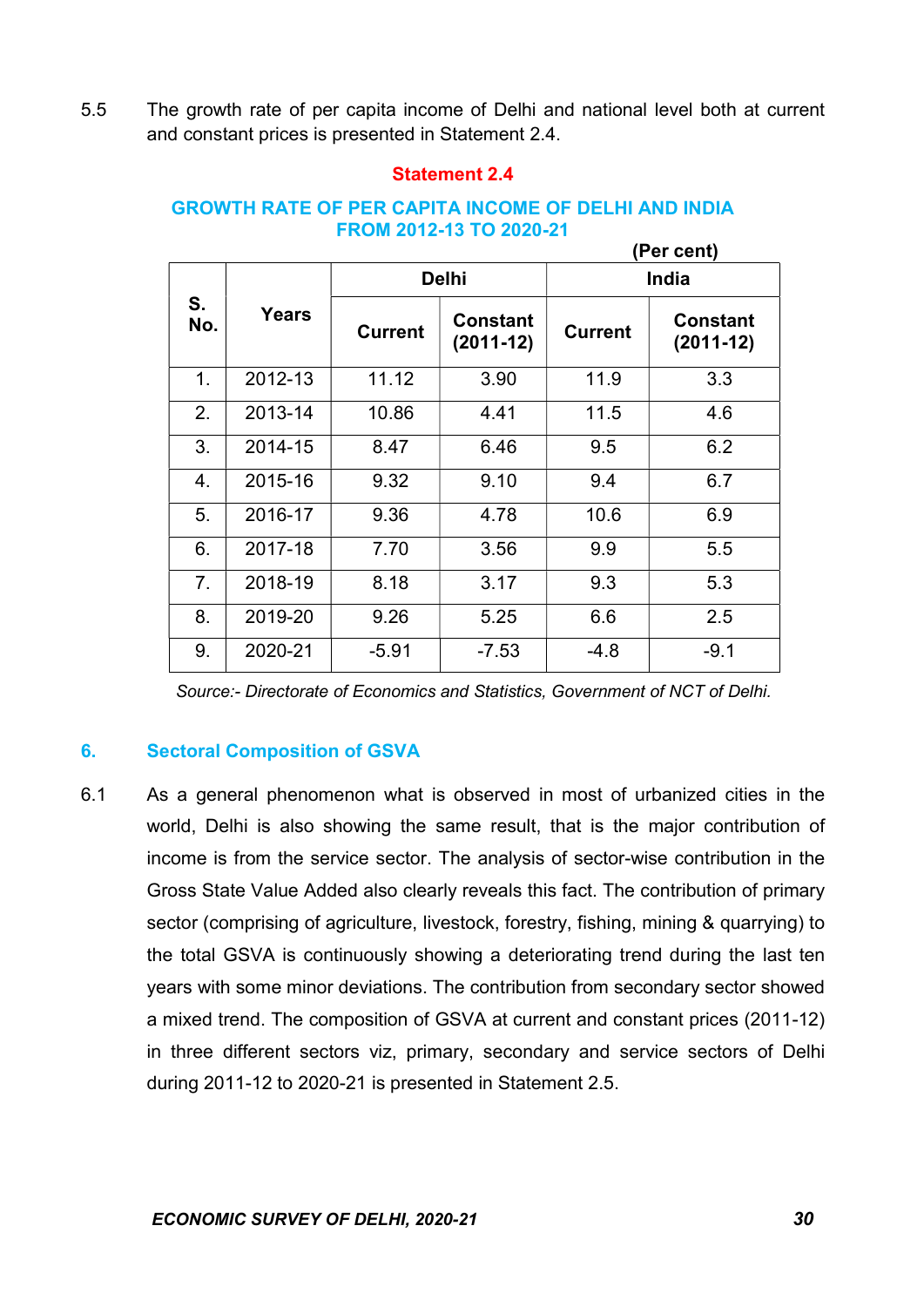5.5 The growth rate of per capita income of Delhi and national level both at current and constant prices is presented in Statement 2.4.

**Statement 2.4**

**GROWTH RATE OF PER CAPITA INCOME OF DELHI AND INDIA FROM 2012-13 TO 2020-21**

**(Per cent)**

| S. No. | Years | Delhi | | India | |
|---|---|---|---|---|---|
| | | Current | Constant (2011-12) | Current | Constant (2011-12) |
| 1. | 2012-13 | 11.12 | 3.90 | 11.9 | 3.3 |
| 2. | 2013-14 | 10.86 | 4.41 | 11.5 | 4.6 |
| 3. | 2014-15 | 8.47 | 6.46 | 9.5 | 6.2 |
| 4. | 2015-16 | 9.32 | 9.10 | 9.4 | 6.7 |
| 5. | 2016-17 | 9.36 | 4.78 | 10.6 | 6.9 |
| 6. | 2017-18 | 7.70 | 3.56 | 9.9 | 5.5 |
| 7. | 2018-19 | 8.18 | 3.17 | 9.3 | 5.3 |
| 8. | 2019-20 | 9.26 | 5.25 | 6.6 | 2.5 |
| 9. | 2020-21 | -5.91 | -7.53 | -4.8 | -9.1 |

*Source:- Directorate of Economics and Statistics, Government of NCT of Delhi.*

## 6. Sectoral Composition of GSVA

6.1 As a general phenomenon what is observed in most of urbanized cities in the world, Delhi is also showing the same result, that is the major contribution of income is from the service sector. The analysis of sector-wise contribution in the Gross State Value Added also clearly reveals this fact. The contribution of primary sector (comprising of agriculture, livestock, forestry, fishing, mining & quarrying) to the total GSVA is continuously showing a deteriorating trend during the last ten years with some minor deviations. The contribution from secondary sector showed a mixed trend. The composition of GSVA at current and constant prices (2011-12) in three different sectors viz, primary, secondary and service sectors of Delhi during 2011-12 to 2020-21 is presented in Statement 2.5.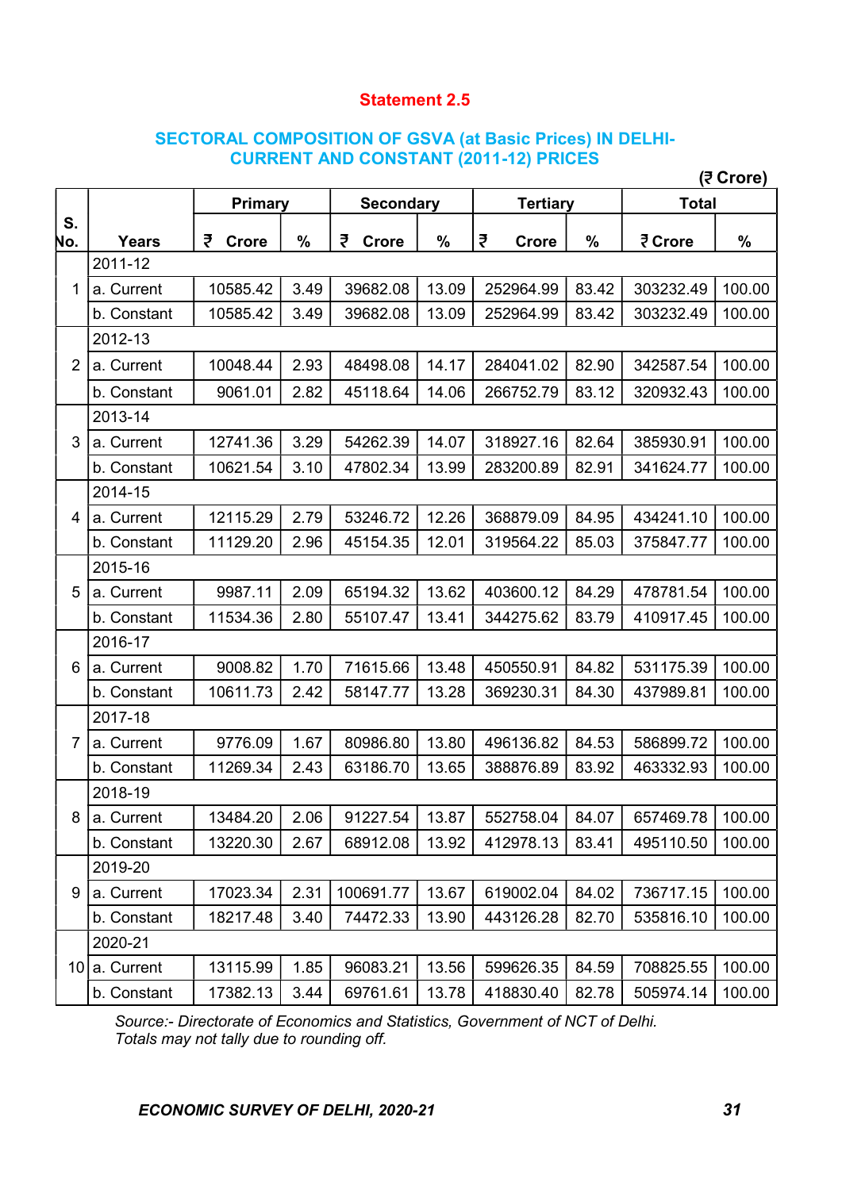**Statement 2.5**

## SECTORAL COMPOSITION OF GSVA (at Basic Prices) IN DELHI- CURRENT AND CONSTANT (2011-12) PRICES

(₹ Crore)

| S. No. | Years | Primary | | Secondary | | Tertiary | | Total | |
|---|---|---|---|---|---|---|---|---|---|
| | | ₹ Crore | % | ₹ Crore | % | ₹ Crore | % | ₹ Crore | % |
| | 2011-12 | | | | | | | | |
| 1 | a. Current | 10585.42 | 3.49 | 39682.08 | 13.09 | 252964.99 | 83.42 | 303232.49 | 100.00 |
| | b. Constant | 10585.42 | 3.49 | 39682.08 | 13.09 | 252964.99 | 83.42 | 303232.49 | 100.00 |
| | 2012-13 | | | | | | | | |
| 2 | a. Current | 10048.44 | 2.93 | 48498.08 | 14.17 | 284041.02 | 82.90 | 342587.54 | 100.00 |
| | b. Constant | 9061.01 | 2.82 | 45118.64 | 14.06 | 266752.79 | 83.12 | 320932.43 | 100.00 |
| | 2013-14 | | | | | | | | |
| 3 | a. Current | 12741.36 | 3.29 | 54262.39 | 14.07 | 318927.16 | 82.64 | 385930.91 | 100.00 |
| | b. Constant | 10621.54 | 3.10 | 47802.34 | 13.99 | 283200.89 | 82.91 | 341624.77 | 100.00 |
| | 2014-15 | | | | | | | | |
| 4 | a. Current | 12115.29 | 2.79 | 53246.72 | 12.26 | 368879.09 | 84.95 | 434241.10 | 100.00 |
| | b. Constant | 11129.20 | 2.96 | 45154.35 | 12.01 | 319564.22 | 85.03 | 375847.77 | 100.00 |
| | 2015-16 | | | | | | | | |
| 5 | a. Current | 9987.11 | 2.09 | 65194.32 | 13.62 | 403600.12 | 84.29 | 478781.54 | 100.00 |
| | b. Constant | 11534.36 | 2.80 | 55107.47 | 13.41 | 344275.62 | 83.79 | 410917.45 | 100.00 |
| | 2016-17 | | | | | | | | |
| 6 | a. Current | 9008.82 | 1.70 | 71615.66 | 13.48 | 450550.91 | 84.82 | 531175.39 | 100.00 |
| | b. Constant | 10611.73 | 2.42 | 58147.77 | 13.28 | 369230.31 | 84.30 | 437989.81 | 100.00 |
| | 2017-18 | | | | | | | | |
| 7 | a. Current | 9776.09 | 1.67 | 80986.80 | 13.80 | 496136.82 | 84.53 | 586899.72 | 100.00 |
| | b. Constant | 11269.34 | 2.43 | 63186.70 | 13.65 | 388876.89 | 83.92 | 463332.93 | 100.00 |
| | 2018-19 | | | | | | | | |
| 8 | a. Current | 13484.20 | 2.06 | 91227.54 | 13.87 | 552758.04 | 84.07 | 657469.78 | 100.00 |
| | b. Constant | 13220.30 | 2.67 | 68912.08 | 13.92 | 412978.13 | 83.41 | 495110.50 | 100.00 |
| | 2019-20 | | | | | | | | |
| 9 | a. Current | 17023.34 | 2.31 | 100691.77 | 13.67 | 619002.04 | 84.02 | 736717.15 | 100.00 |
| | b. Constant | 18217.48 | 3.40 | 74472.33 | 13.90 | 443126.28 | 82.70 | 535816.10 | 100.00 |
| | 2020-21 | | | | | | | | |
| 10 | a. Current | 13115.99 | 1.85 | 96083.21 | 13.56 | 599626.35 | 84.59 | 708825.55 | 100.00 |
| | b. Constant | 17382.13 | 3.44 | 69761.61 | 13.78 | 418830.40 | 82.78 | 505974.14 | 100.00 |

*Source:- Directorate of Economics and Statistics, Government of NCT of Delhi. Totals may not tally due to rounding off.*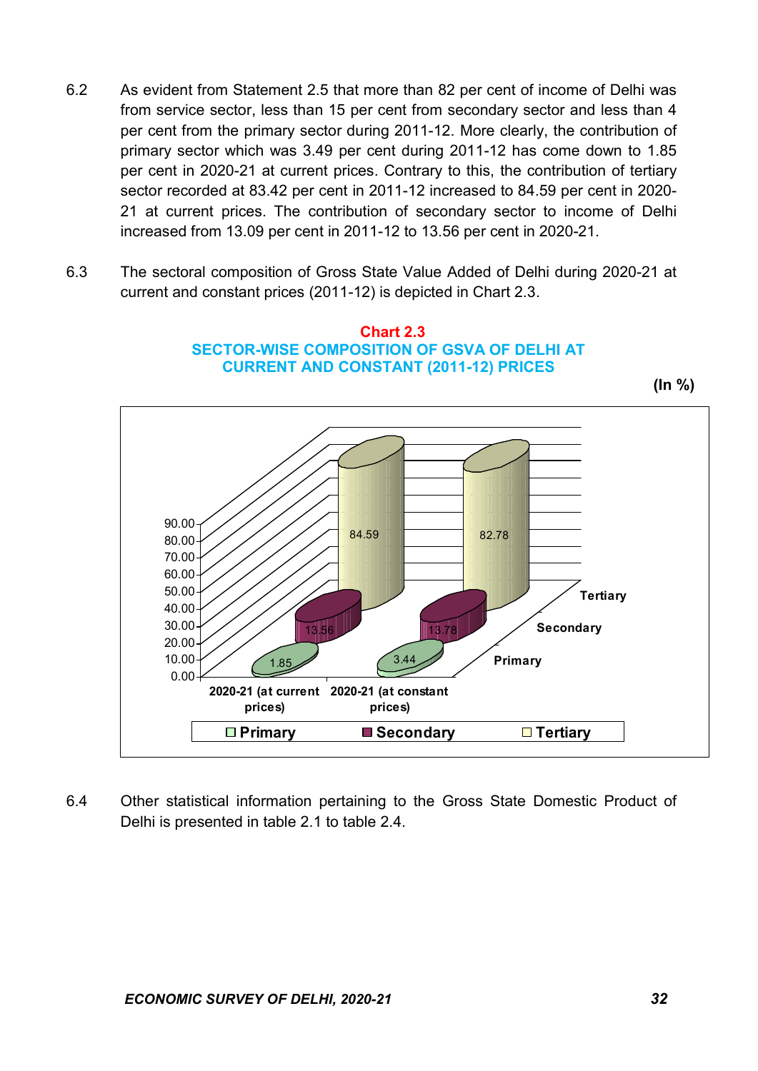6.2 As evident from Statement 2.5 that more than 82 per cent of income of Delhi was from service sector, less than 15 per cent from secondary sector and less than 4 per cent from the primary sector during 2011-12. More clearly, the contribution of primary sector which was 3.49 per cent during 2011-12 has come down to 1.85 per cent in 2020-21 at current prices. Contrary to this, the contribution of tertiary sector recorded at 83.42 per cent in 2011-12 increased to 84.59 per cent in 2020-21 at current prices. The contribution of secondary sector to income of Delhi increased from 13.09 per cent in 2011-12 to 13.56 per cent in 2020-21.

6.3 The sectoral composition of Gross State Value Added of Delhi during 2020-21 at current and constant prices (2011-12) is depicted in Chart 2.3.

**Chart 2.3**

**SECTOR-WISE COMPOSITION OF GSVA OF DELHI AT CURRENT AND CONSTANT (2011-12) PRICES**

**(In %)**

90.00
80.00
70.00
60.00
50.00
40.00
30.00
20.00
10.00
0.00

84.59
82.78
13.56
13.78
1.85
3.44

Tertiary
Secondary
Primary

2020-21 (at current prices)
2020-21 (at constant prices)

Primary Secondary Tertiary

6.4 Other statistical information pertaining to the Gross State Domestic Product of Delhi is presented in table 2.1 to table 2.4.